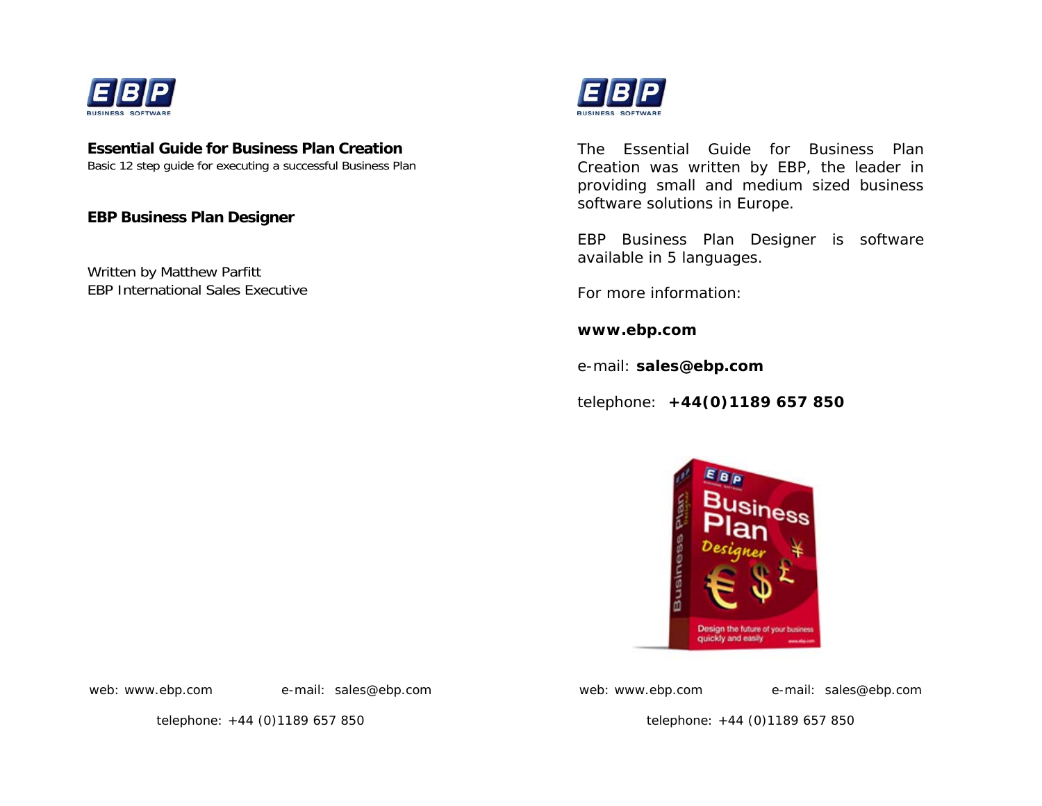# Essential Guide for Business Plan Creation

Basic 12 step guide for executing a successful Business Plan

**EBP Business Plan Designer**

Written by Matthew Parfitt
EBP International Sales Executive

The Essential Guide for Business Plan Creation was written by EBP, the leader in providing small and medium sized business software solutions in Europe.

EBP Business Plan Designer is software available in 5 languages.

For more information:

**www.ebp.com**

e-mail: **sales@ebp.com**

telephone: **+44(0)1189 657 850**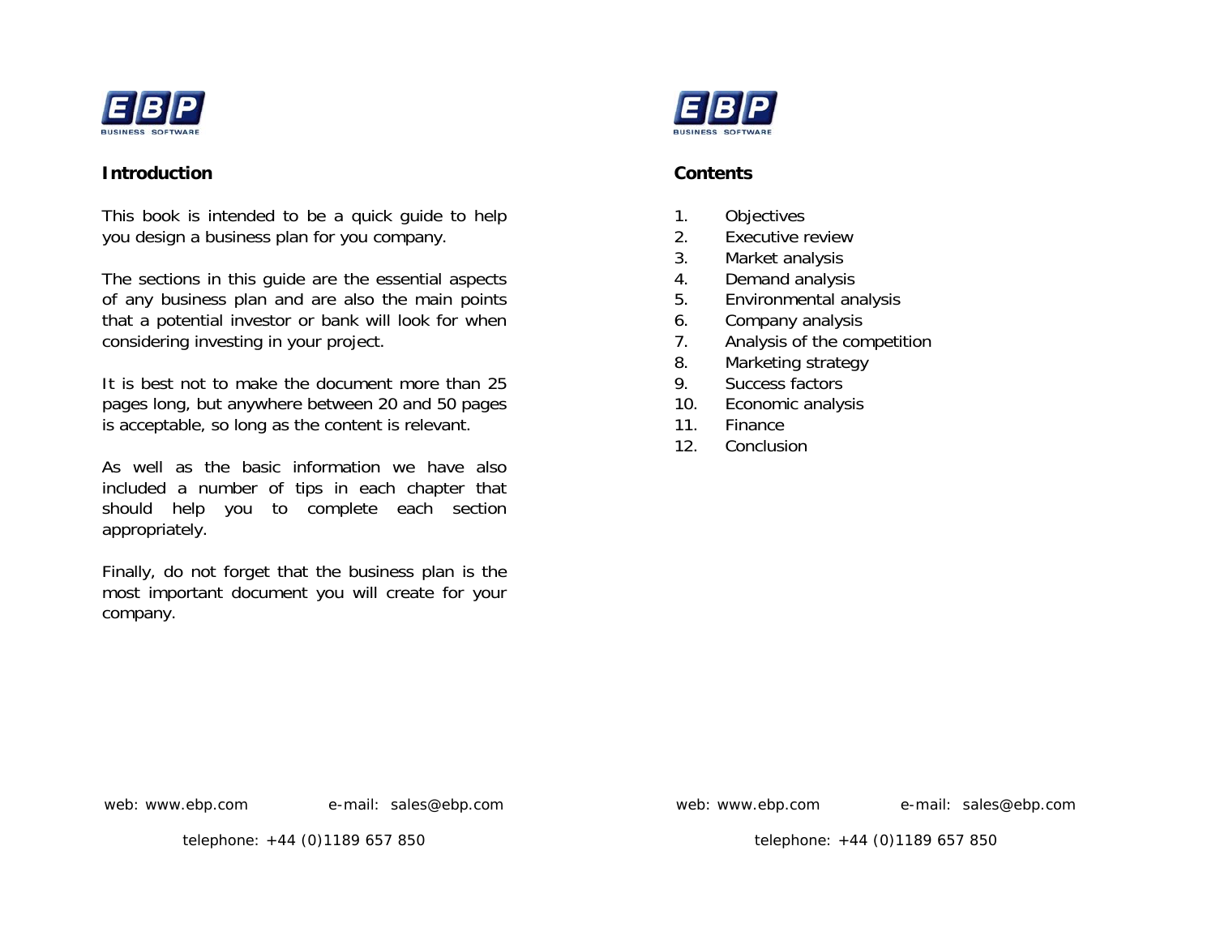## Introduction

This book is intended to be a quick guide to help you design a business plan for you company.

The sections in this guide are the essential aspects of any business plan and are also the main points that a potential investor or bank will look for when considering investing in your project.

It is best not to make the document more than 25 pages long, but anywhere between 20 and 50 pages is acceptable, so long as the content is relevant.

As well as the basic information we have also included a number of tips in each chapter that should help you to complete each section appropriately.

Finally, do not forget that the business plan is the most important document you will create for your company.

## Contents

1. Objectives
2. Executive review
3. Market analysis
4. Demand analysis
5. Environmental analysis
6. Company analysis
7. Analysis of the competition
8. Marketing strategy
9. Success factors
10. Economic analysis
11. Finance
12. Conclusion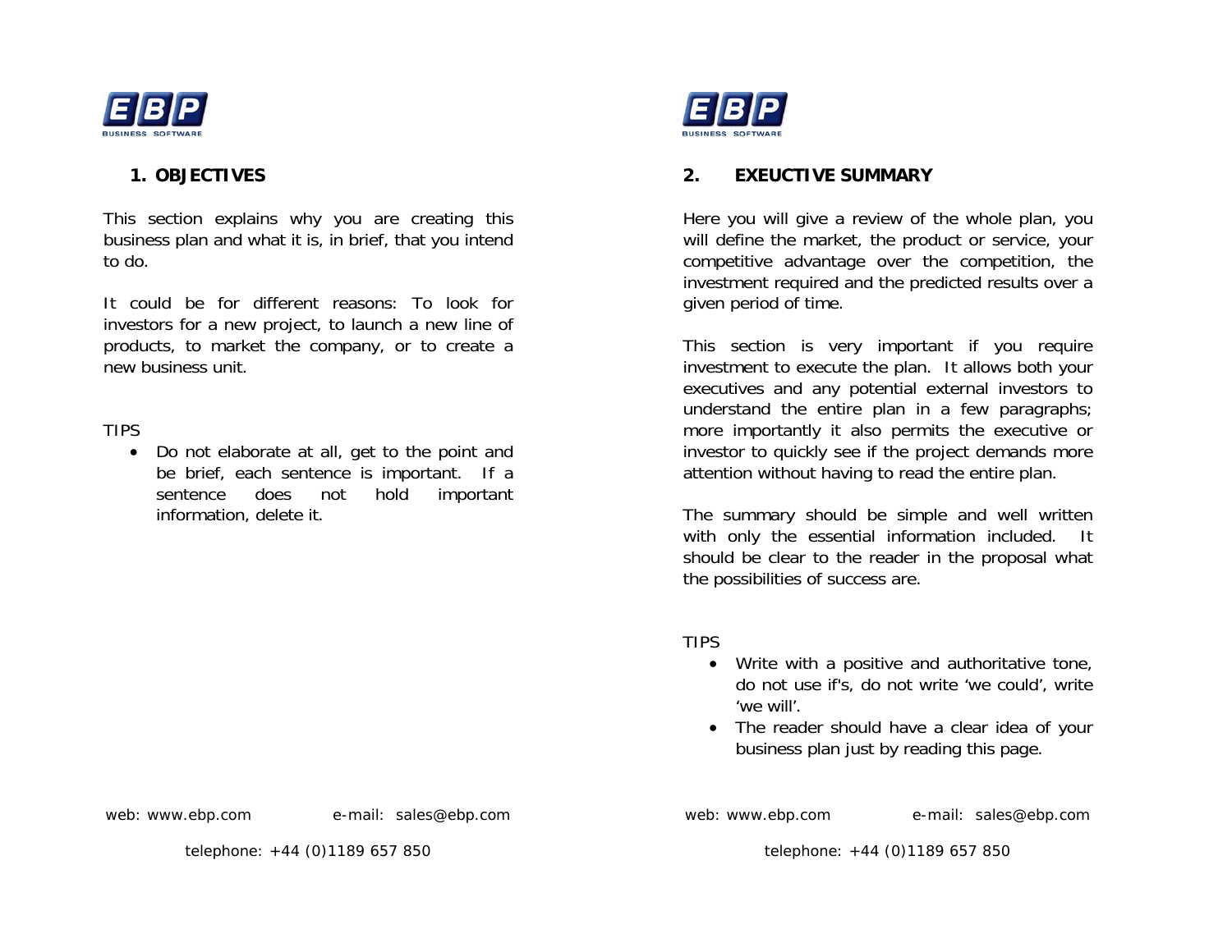## 1. OBJECTIVES

This section explains why you are creating this business plan and what it is, in brief, that you intend to do.

It could be for different reasons: To look for investors for a new project, to launch a new line of products, to market the company, or to create a new business unit.

TIPS

- Do not elaborate at all, get to the point and be brief, each sentence is important. If a sentence does not hold important information, delete it.

## 2. EXEUCTIVE SUMMARY

Here you will give a review of the whole plan, you will define the market, the product or service, your competitive advantage over the competition, the investment required and the predicted results over a given period of time.

This section is very important if you require investment to execute the plan. It allows both your executives and any potential external investors to understand the entire plan in a few paragraphs; more importantly it also permits the executive or investor to quickly see if the project demands more attention without having to read the entire plan.

The summary should be simple and well written with only the essential information included. It should be clear to the reader in the proposal what the possibilities of success are.

TIPS

- Write with a positive and authoritative tone, do not use if's, do not write 'we could', write 'we will'.
- The reader should have a clear idea of your business plan just by reading this page.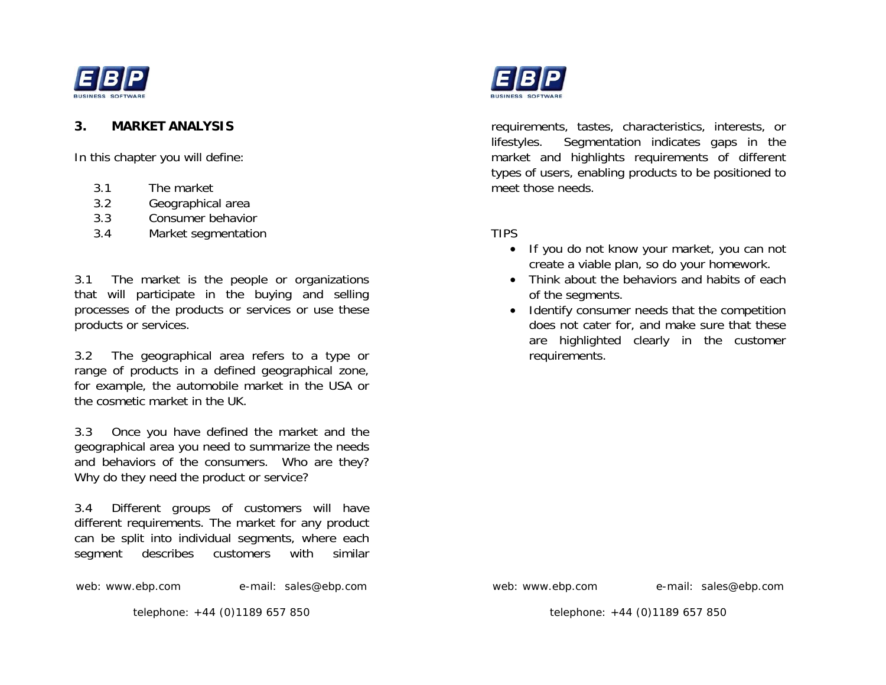## 3. MARKET ANALYSIS

In this chapter you will define:

- 3.1 The market
- 3.2 Geographical area
- 3.3 Consumer behavior
- 3.4 Market segmentation

3.1 The market is the people or organizations that will participate in the buying and selling processes of the products or services or use these products or services.

3.2 The geographical area refers to a type or range of products in a defined geographical zone, for example, the automobile market in the USA or the cosmetic market in the UK.

3.3 Once you have defined the market and the geographical area you need to summarize the needs and behaviors of the consumers. Who are they? Why do they need the product or service?

3.4 Different groups of customers will have different requirements. The market for any product can be split into individual segments, where each segment describes customers with similar requirements, tastes, characteristics, interests, or lifestyles. Segmentation indicates gaps in the market and highlights requirements of different types of users, enabling products to be positioned to meet those needs.

TIPS

- If you do not know your market, you can not create a viable plan, so do your homework.
- Think about the behaviors and habits of each of the segments.
- Identify consumer needs that the competition does not cater for, and make sure that these are highlighted clearly in the customer requirements.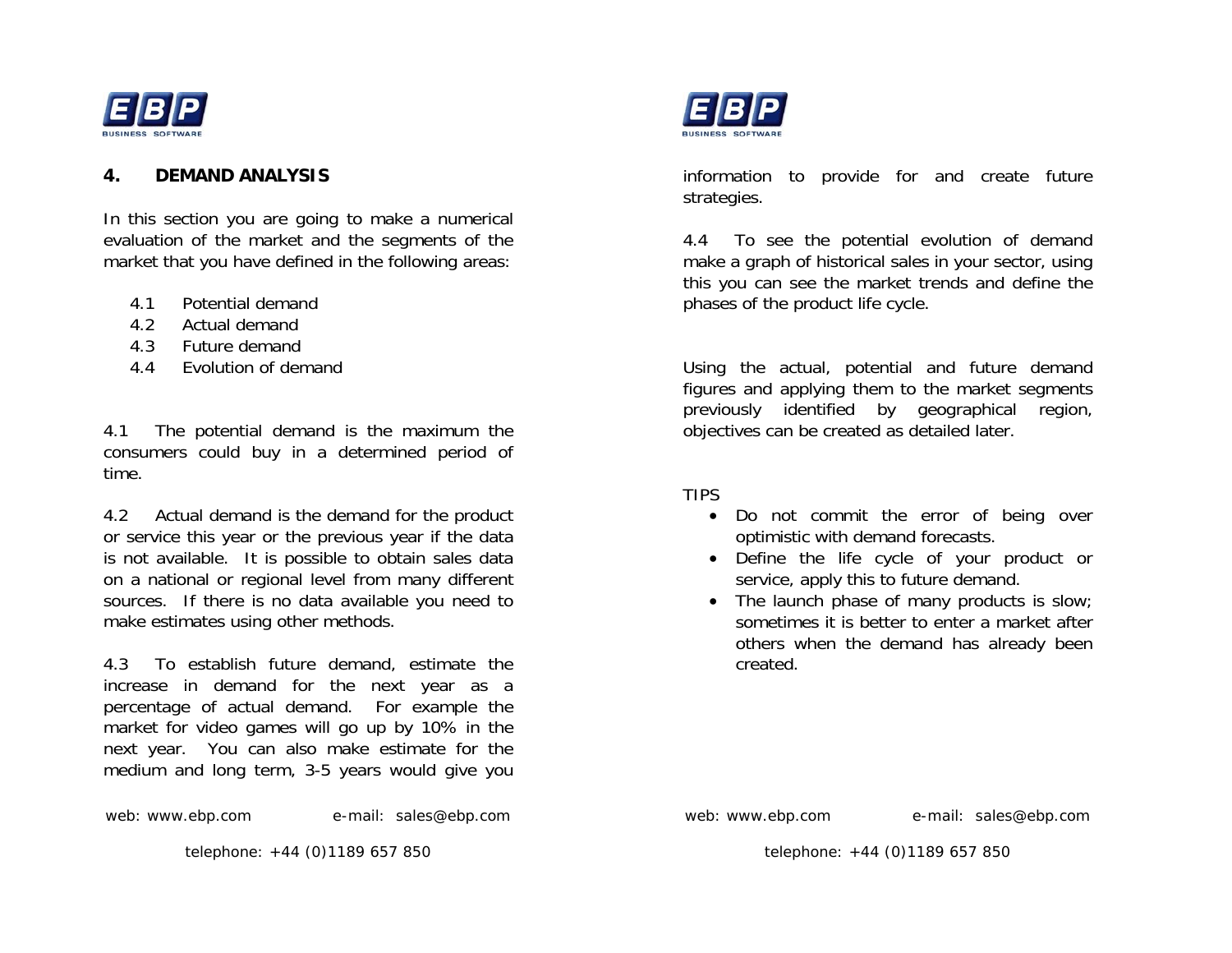## 4. DEMAND ANALYSIS

In this section you are going to make a numerical evaluation of the market and the segments of the market that you have defined in the following areas:

- 4.1 Potential demand
- 4.2 Actual demand
- 4.3 Future demand
- 4.4 Evolution of demand

4.1 The potential demand is the maximum the consumers could buy in a determined period of time.

4.2 Actual demand is the demand for the product or service this year or the previous year if the data is not available. It is possible to obtain sales data on a national or regional level from many different sources. If there is no data available you need to make estimates using other methods.

4.3 To establish future demand, estimate the increase in demand for the next year as a percentage of actual demand. For example the market for video games will go up by 10% in the next year. You can also make estimate for the medium and long term, 3-5 years would give you information to provide for and create future strategies.

4.4 To see the potential evolution of demand make a graph of historical sales in your sector, using this you can see the market trends and define the phases of the product life cycle.

Using the actual, potential and future demand figures and applying them to the market segments previously identified by geographical region, objectives can be created as detailed later.

TIPS

- Do not commit the error of being over optimistic with demand forecasts.
- Define the life cycle of your product or service, apply this to future demand.
- The launch phase of many products is slow; sometimes it is better to enter a market after others when the demand has already been created.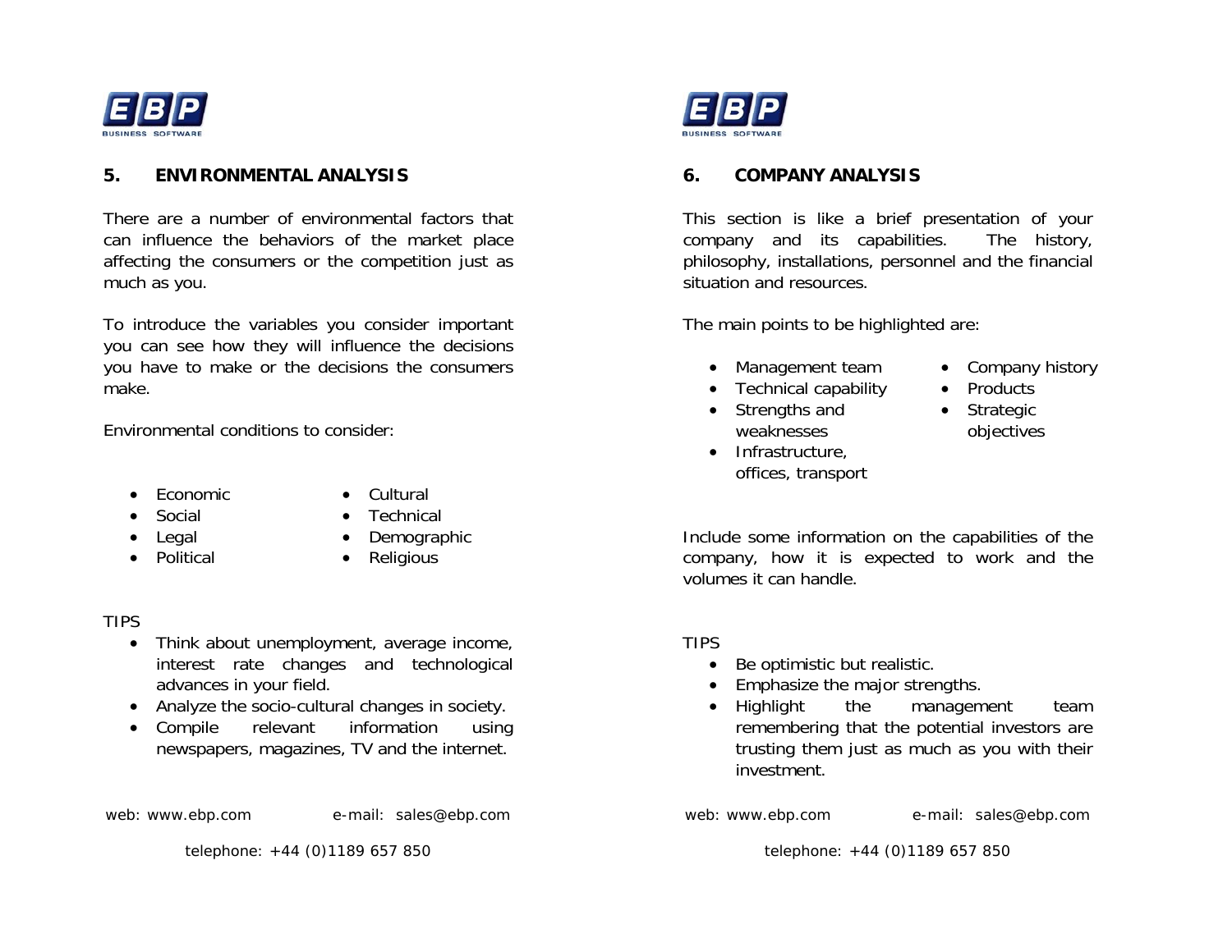## 5. ENVIRONMENTAL ANALYSIS

There are a number of environmental factors that can influence the behaviors of the market place affecting the consumers or the competition just as much as you.

To introduce the variables you consider important you can see how they will influence the decisions you have to make or the decisions the consumers make.

Environmental conditions to consider:

- Economic
- Social
- Legal
- Political
- Cultural
- Technical
- Demographic
- Religious

TIPS

- Think about unemployment, average income, interest rate changes and technological advances in your field.
- Analyze the socio-cultural changes in society.
- Compile relevant information using newspapers, magazines, TV and the internet.

## 6. COMPANY ANALYSIS

This section is like a brief presentation of your company and its capabilities. The history, philosophy, installations, personnel and the financial situation and resources.

The main points to be highlighted are:

- Management team
- Technical capability
- Strengths and weaknesses
- Infrastructure, offices, transport
- Company history
- Products
- Strategic objectives

Include some information on the capabilities of the company, how it is expected to work and the volumes it can handle.

TIPS

- Be optimistic but realistic.
- Emphasize the major strengths.
- Highlight the management team remembering that the potential investors are trusting them just as much as you with their investment.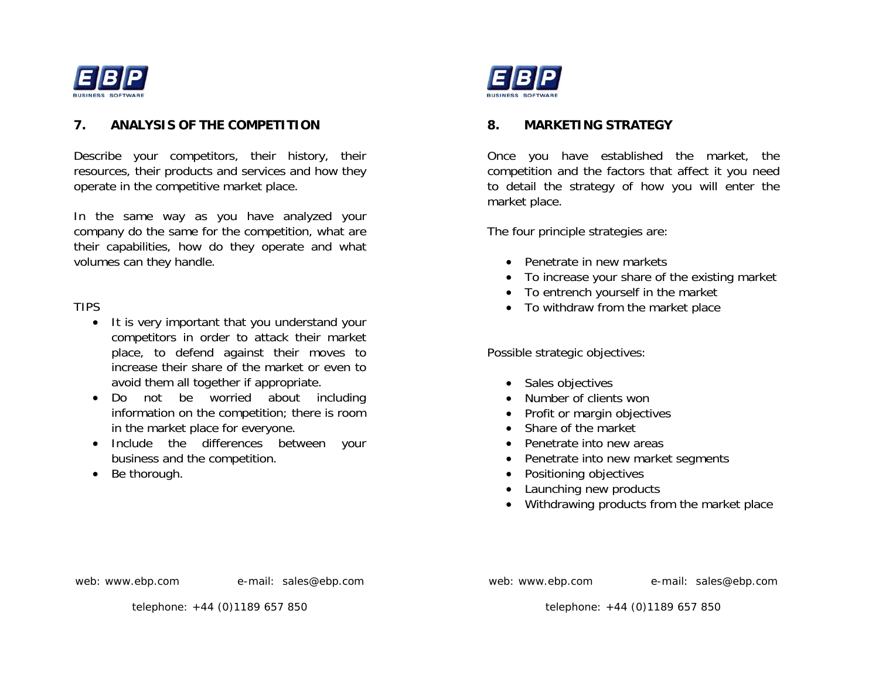## 7. ANALYSIS OF THE COMPETITION

Describe your competitors, their history, their resources, their products and services and how they operate in the competitive market place.

In the same way as you have analyzed your company do the same for the competition, what are their capabilities, how do they operate and what volumes can they handle.

TIPS

- It is very important that you understand your competitors in order to attack their market place, to defend against their moves to increase their share of the market or even to avoid them all together if appropriate.
- Do not be worried about including information on the competition; there is room in the market place for everyone.
- Include the differences between your business and the competition.
- Be thorough.

## 8. MARKETING STRATEGY

Once you have established the market, the competition and the factors that affect it you need to detail the strategy of how you will enter the market place.

The four principle strategies are:

- Penetrate in new markets
- To increase your share of the existing market
- To entrench yourself in the market
- To withdraw from the market place

Possible strategic objectives:

- Sales objectives
- Number of clients won
- Profit or margin objectives
- Share of the market
- Penetrate into new areas
- Penetrate into new market segments
- Positioning objectives
- Launching new products
- Withdrawing products from the market place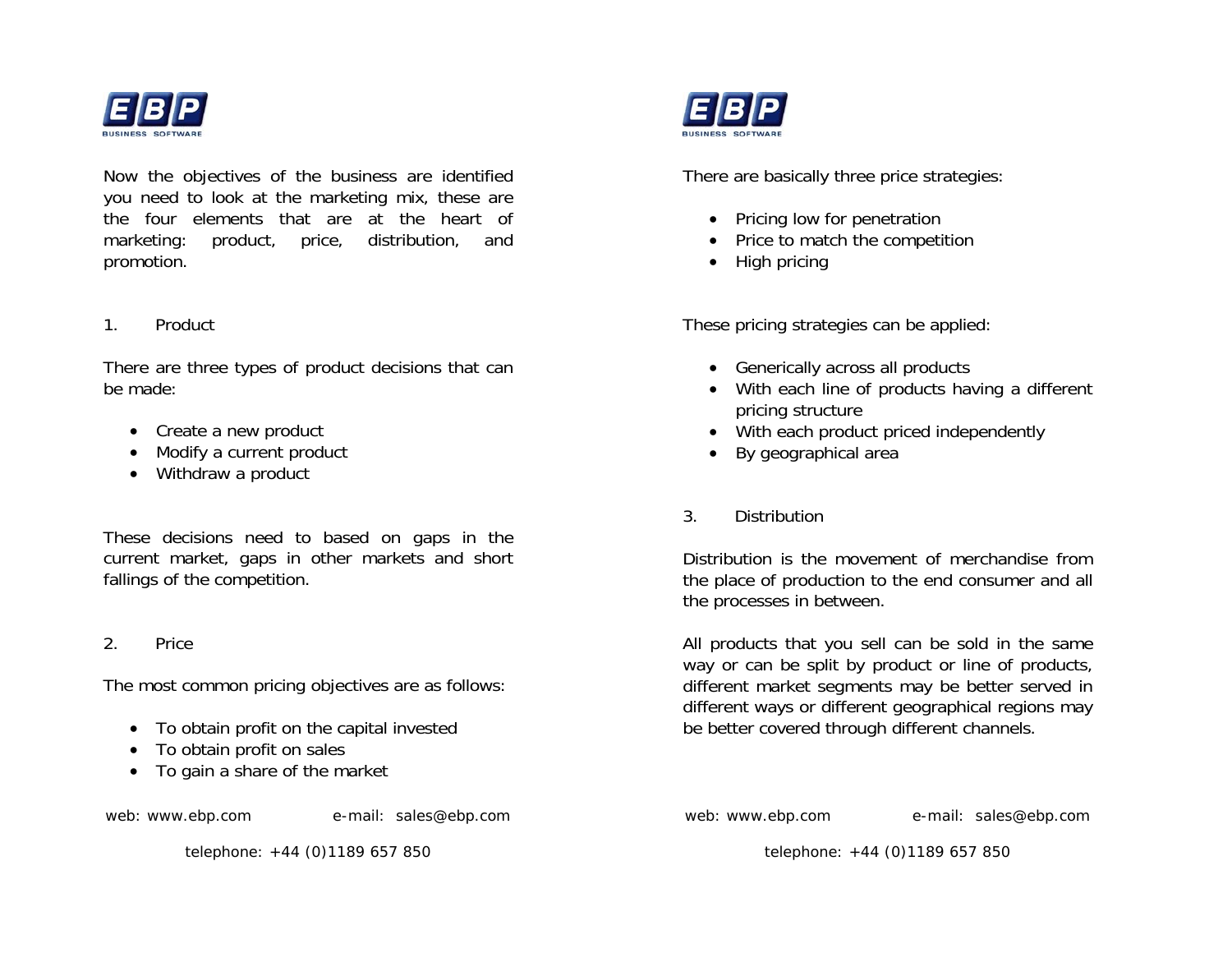Now the objectives of the business are identified you need to look at the marketing mix, these are the four elements that are at the heart of marketing: product, price, distribution, and promotion.

## 1. Product

There are three types of product decisions that can be made:

- Create a new product
- Modify a current product
- Withdraw a product

These decisions need to based on gaps in the current market, gaps in other markets and short fallings of the competition.

## 2. Price

The most common pricing objectives are as follows:

- To obtain profit on the capital invested
- To obtain profit on sales
- To gain a share of the market

There are basically three price strategies:

- Pricing low for penetration
- Price to match the competition
- High pricing

These pricing strategies can be applied:

- Generically across all products
- With each line of products having a different pricing structure
- With each product priced independently
- By geographical area

## 3. Distribution

Distribution is the movement of merchandise from the place of production to the end consumer and all the processes in between.

All products that you sell can be sold in the same way or can be split by product or line of products, different market segments may be better served in different ways or different geographical regions may be better covered through different channels.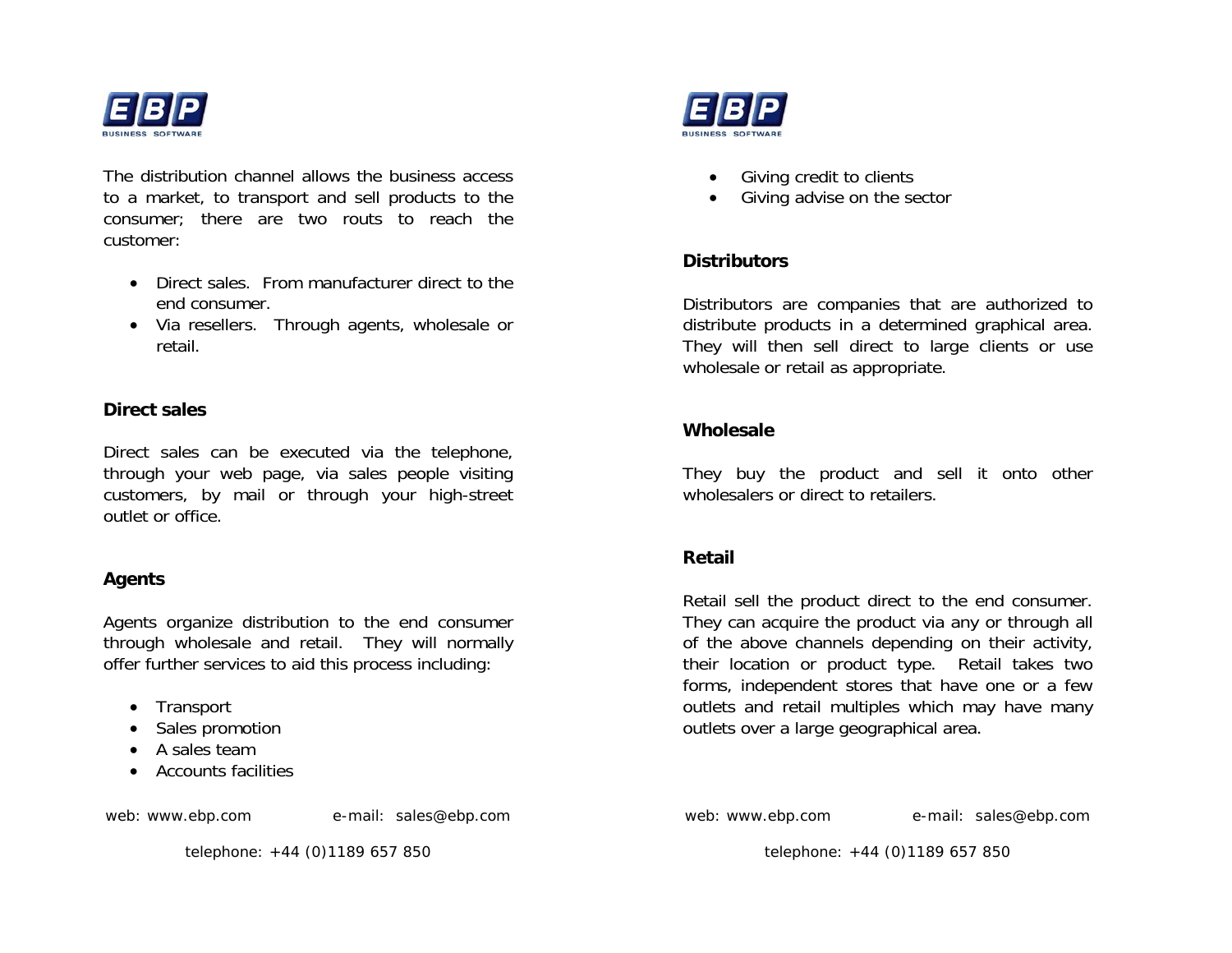The distribution channel allows the business access to a market, to transport and sell products to the consumer; there are two routs to reach the customer:

- Direct sales. From manufacturer direct to the end consumer.
- Via resellers. Through agents, wholesale or retail.

## Direct sales

Direct sales can be executed via the telephone, through your web page, via sales people visiting customers, by mail or through your high-street outlet or office.

## Agents

Agents organize distribution to the end consumer through wholesale and retail. They will normally offer further services to aid this process including:

- Transport
- Sales promotion
- A sales team
- Accounts facilities
- Giving credit to clients
- Giving advise on the sector

## Distributors

Distributors are companies that are authorized to distribute products in a determined graphical area. They will then sell direct to large clients or use wholesale or retail as appropriate.

## Wholesale

They buy the product and sell it onto other wholesalers or direct to retailers.

## Retail

Retail sell the product direct to the end consumer. They can acquire the product via any or through all of the above channels depending on their activity, their location or product type. Retail takes two forms, independent stores that have one or a few outlets and retail multiples which may have many outlets over a large geographical area.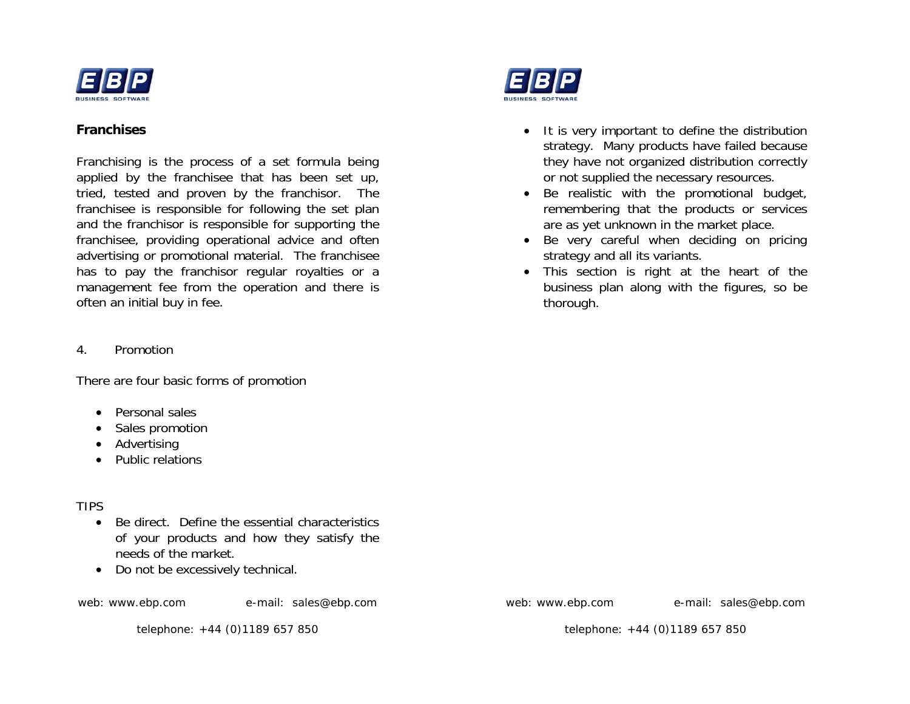## Franchises

Franchising is the process of a set formula being applied by the franchisee that has been set up, tried, tested and proven by the franchisor. The franchisee is responsible for following the set plan and the franchisor is responsible for supporting the franchisee, providing operational advice and often advertising or promotional material. The franchisee has to pay the franchisor regular royalties or a management fee from the operation and there is often an initial buy in fee.

4. Promotion

There are four basic forms of promotion

- Personal sales
- Sales promotion
- Advertising
- Public relations

TIPS

- Be direct. Define the essential characteristics of your products and how they satisfy the needs of the market.
- Do not be excessively technical.
- It is very important to define the distribution strategy. Many products have failed because they have not organized distribution correctly or not supplied the necessary resources.
- Be realistic with the promotional budget, remembering that the products or services are as yet unknown in the market place.
- Be very careful when deciding on pricing strategy and all its variants.
- This section is right at the heart of the business plan along with the figures, so be thorough.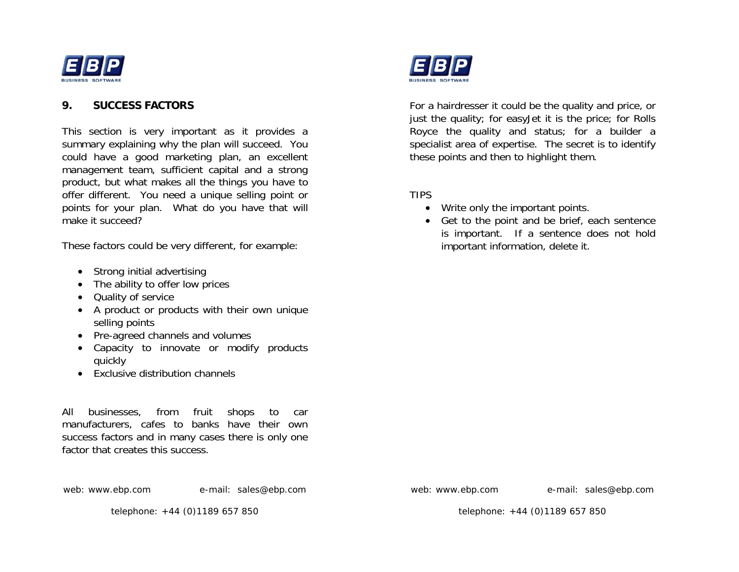## 9. SUCCESS FACTORS

This section is very important as it provides a summary explaining why the plan will succeed. You could have a good marketing plan, an excellent management team, sufficient capital and a strong product, but what makes all the things you have to offer different. You need a unique selling point or points for your plan. What do you have that will make it succeed?

These factors could be very different, for example:

- Strong initial advertising
- The ability to offer low prices
- Quality of service
- A product or products with their own unique selling points
- Pre-agreed channels and volumes
- Capacity to innovate or modify products quickly
- Exclusive distribution channels

All businesses, from fruit shops to car manufacturers, cafes to banks have their own success factors and in many cases there is only one factor that creates this success.

For a hairdresser it could be the quality and price, or just the quality; for easyJet it is the price; for Rolls Royce the quality and status; for a builder a specialist area of expertise. The secret is to identify these points and then to highlight them.

TIPS

- Write only the important points.
- Get to the point and be brief, each sentence is important. If a sentence does not hold important information, delete it.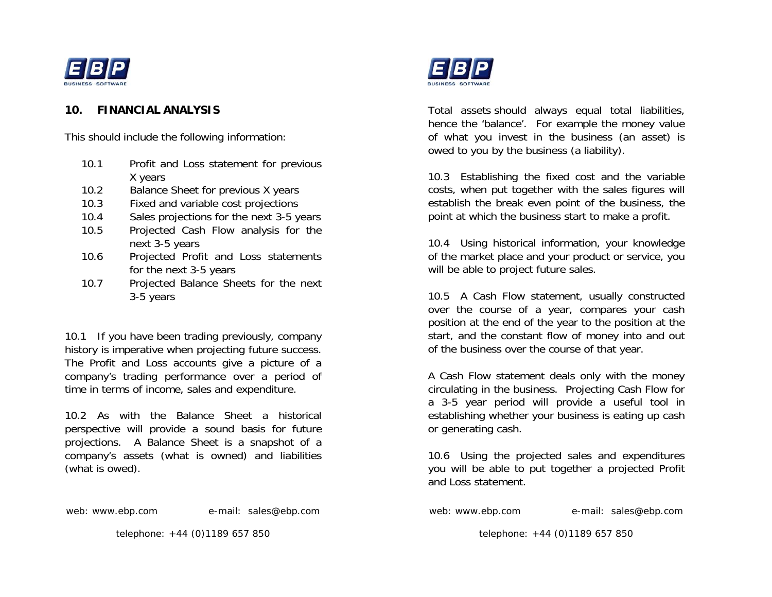## 10. FINANCIAL ANALYSIS

This should include the following information:

- 10.1 Profit and Loss statement for previous X years
- 10.2 Balance Sheet for previous X years
- 10.3 Fixed and variable cost projections
- 10.4 Sales projections for the next 3-5 years
- 10.5 Projected Cash Flow analysis for the next 3-5 years
- 10.6 Projected Profit and Loss statements for the next 3-5 years
- 10.7 Projected Balance Sheets for the next 3-5 years

10.1 If you have been trading previously, company history is imperative when projecting future success. The Profit and Loss accounts give a picture of a company's trading performance over a period of time in terms of income, sales and expenditure.

10.2 As with the Balance Sheet a historical perspective will provide a sound basis for future projections. A Balance Sheet is a snapshot of a company's assets (what is owned) and liabilities (what is owed).

Total assets should always equal total liabilities, hence the 'balance'. For example the money value of what you invest in the business (an asset) is owed to you by the business (a liability).

10.3 Establishing the fixed cost and the variable costs, when put together with the sales figures will establish the break even point of the business, the point at which the business start to make a profit.

10.4 Using historical information, your knowledge of the market place and your product or service, you will be able to project future sales.

10.5 A Cash Flow statement, usually constructed over the course of a year, compares your cash position at the end of the year to the position at the start, and the constant flow of money into and out of the business over the course of that year.

A Cash Flow statement deals only with the money circulating in the business. Projecting Cash Flow for a 3-5 year period will provide a useful tool in establishing whether your business is eating up cash or generating cash.

10.6 Using the projected sales and expenditures you will be able to put together a projected Profit and Loss statement.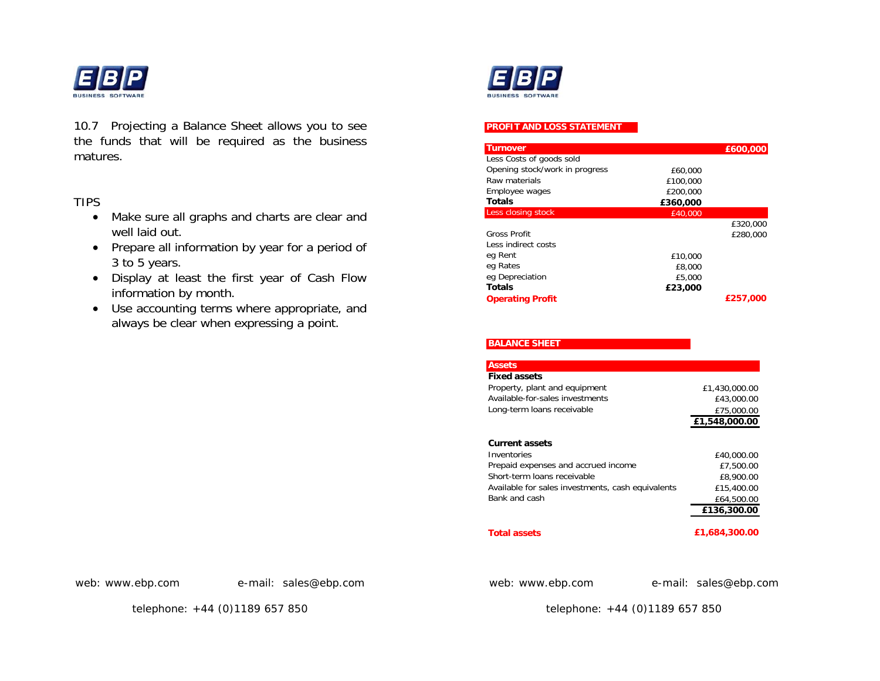10.7 Projecting a Balance Sheet allows you to see the funds that will be required as the business matures.

TIPS

- Make sure all graphs and charts are clear and well laid out.
- Prepare all information by year for a period of 3 to 5 years.
- Display at least the first year of Cash Flow information by month.
- Use accounting terms where appropriate, and always be clear when expressing a point.

## PROFIT AND LOSS STATEMENT

| **Turnover** | | **£600,000** |
|---|---|---|
| Less Costs of goods sold | | |
| Opening stock/work in progress | £60,000 | |
| Raw materials | £100,000 | |
| Employee wages | £200,000 | |
| **Totals** | **£360,000** | |
| Less closing stock | £40,000 | |
| | | £320,000 |
| Gross Profit | | £280,000 |
| Less indirect costs | | |
| eg Rent | £10,000 | |
| eg Rates | £8,000 | |
| eg Depreciation | £5,000 | |
| **Totals** | **£23,000** | |
| **Operating Profit** | | **£257,000** |

## BALANCE SHEET

| **Assets** | |
|---|---|
| **Fixed assets** | |
| Property, plant and equipment | £1,430,000.00 |
| Available-for-sales investments | £43,000.00 |
| Long-term loans receivable | £75,000.00 |
| | **£1,548,000.00** |
| | |
| **Current assets** | |
| Inventories | £40,000.00 |
| Prepaid expenses and accrued income | £7,500.00 |
| Short-term loans receivable | £8,900.00 |
| Available for sales investments, cash equivalents | £15,400.00 |
| Bank and cash | £64,500.00 |
| | **£136,300.00** |
| | |
| **Total assets** | **£1,684,300.00** |

web: www.ebp.com e-mail: sales@ebp.com

telephone: +44 (0)1189 657 850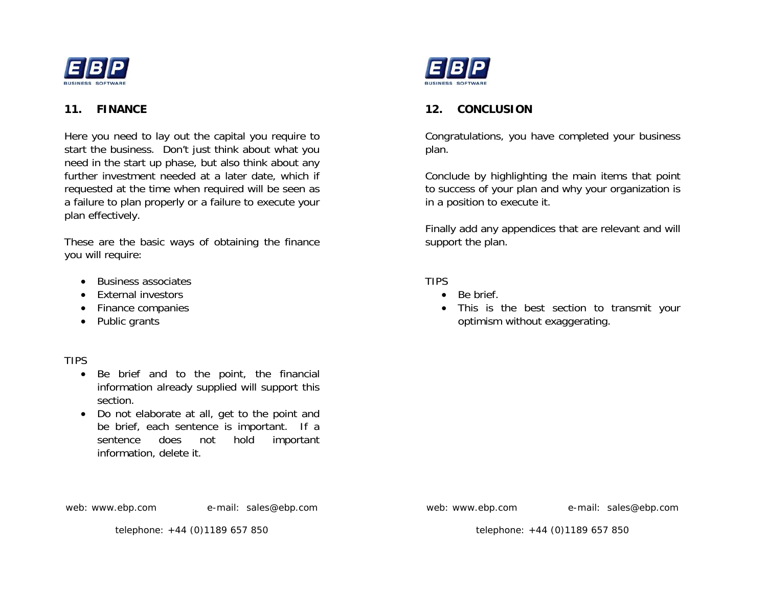## 11. FINANCE

Here you need to lay out the capital you require to start the business. Don't just think about what you need in the start up phase, but also think about any further investment needed at a later date, which if requested at the time when required will be seen as a failure to plan properly or a failure to execute your plan effectively.

These are the basic ways of obtaining the finance you will require:

- Business associates
- External investors
- Finance companies
- Public grants

TIPS

- Be brief and to the point, the financial information already supplied will support this section.
- Do not elaborate at all, get to the point and be brief, each sentence is important. If a sentence does not hold important information, delete it.

## 12. CONCLUSION

Congratulations, you have completed your business plan.

Conclude by highlighting the main items that point to success of your plan and why your organization is in a position to execute it.

Finally add any appendices that are relevant and will support the plan.

TIPS

- Be brief.
- This is the best section to transmit your optimism without exaggerating.